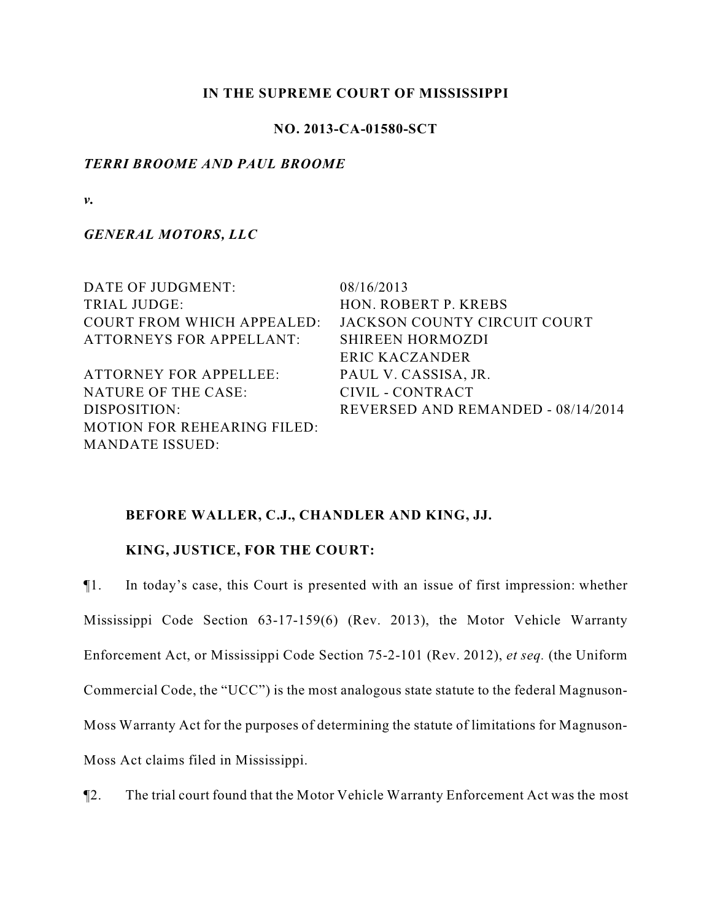**IN THE SUPREME COURT OF MISSISSIPPI**

**NO. 2013-CA-01580-SCT**

***TERRI BROOME AND PAUL BROOME***

***v.***

***GENERAL MOTORS, LLC***

| | |
|---|---|
| DATE OF JUDGMENT: | 08/16/2013 |
| TRIAL JUDGE: | HON. ROBERT P. KREBS |
| COURT FROM WHICH APPEALED: | JACKSON COUNTY CIRCUIT COURT |
| ATTORNEYS FOR APPELLANT: | SHIREEN HORMOZDI<br>ERIC KACZANDER |
| ATTORNEY FOR APPELLEE: | PAUL V. CASSISA, JR. |
| NATURE OF THE CASE: | CIVIL - CONTRACT |
| DISPOSITION: | REVERSED AND REMANDED - 08/14/2014 |
| MOTION FOR REHEARING FILED: | |
| MANDATE ISSUED: | |

**BEFORE WALLER, C.J., CHANDLER AND KING, JJ.**

**KING, JUSTICE, FOR THE COURT:**

¶1. In today's case, this Court is presented with an issue of first impression: whether Mississippi Code Section 63-17-159(6) (Rev. 2013), the Motor Vehicle Warranty Enforcement Act, or Mississippi Code Section 75-2-101 (Rev. 2012), *et seq.* (the Uniform Commercial Code, the "UCC") is the most analogous state statute to the federal Magnuson-Moss Warranty Act for the purposes of determining the statute of limitations for Magnuson-Moss Act claims filed in Mississippi.

¶2. The trial court found that the Motor Vehicle Warranty Enforcement Act was the most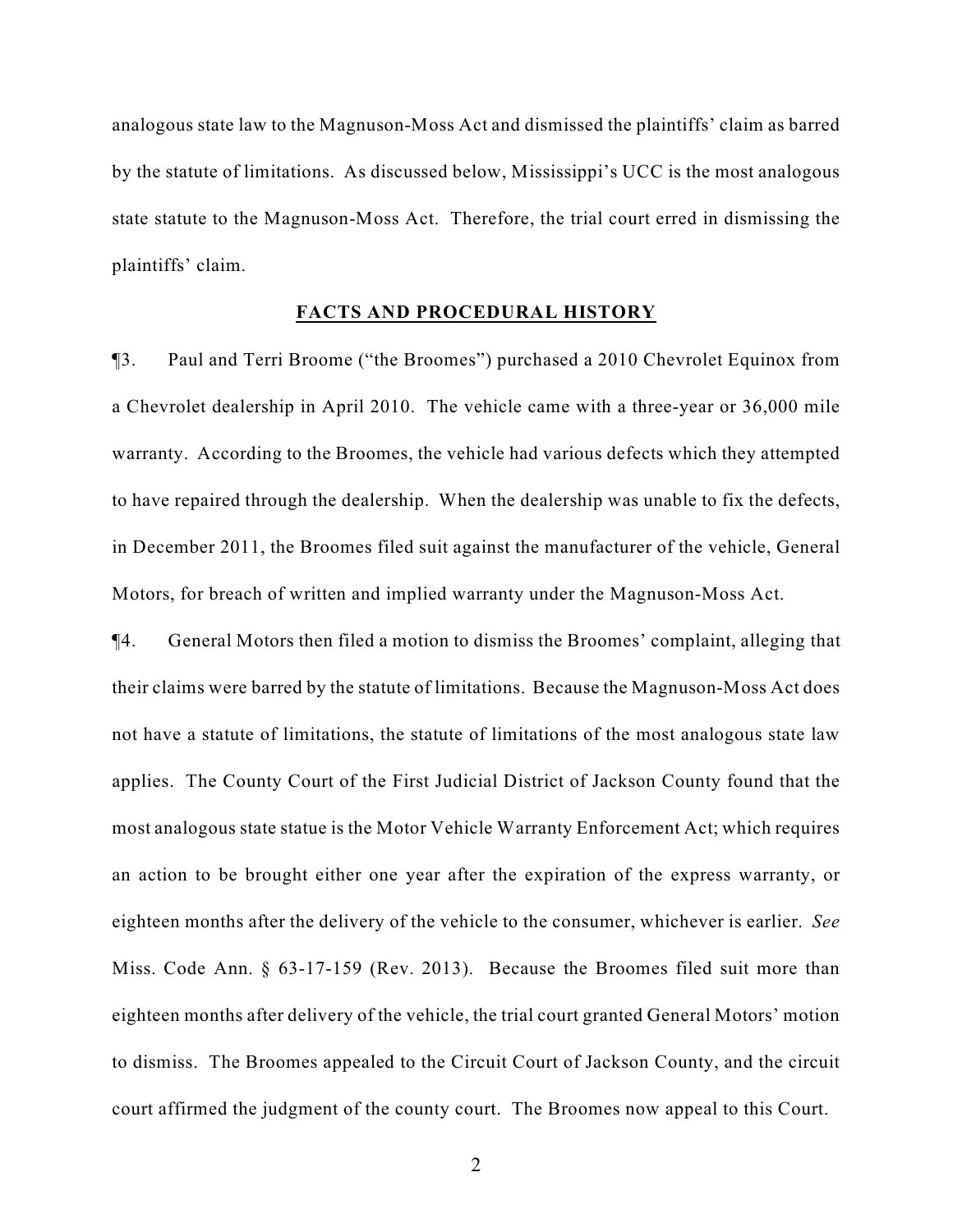analogous state law to the Magnuson-Moss Act and dismissed the plaintiffs' claim as barred by the statute of limitations. As discussed below, Mississippi's UCC is the most analogous state statute to the Magnuson-Moss Act. Therefore, the trial court erred in dismissing the plaintiffs' claim.

## FACTS AND PROCEDURAL HISTORY

¶3. Paul and Terri Broome ("the Broomes") purchased a 2010 Chevrolet Equinox from a Chevrolet dealership in April 2010. The vehicle came with a three-year or 36,000 mile warranty. According to the Broomes, the vehicle had various defects which they attempted to have repaired through the dealership. When the dealership was unable to fix the defects, in December 2011, the Broomes filed suit against the manufacturer of the vehicle, General Motors, for breach of written and implied warranty under the Magnuson-Moss Act.

¶4. General Motors then filed a motion to dismiss the Broomes' complaint, alleging that their claims were barred by the statute of limitations. Because the Magnuson-Moss Act does not have a statute of limitations, the statute of limitations of the most analogous state law applies. The County Court of the First Judicial District of Jackson County found that the most analogous state statue is the Motor Vehicle Warranty Enforcement Act; which requires an action to be brought either one year after the expiration of the express warranty, or eighteen months after the delivery of the vehicle to the consumer, whichever is earlier. *See* Miss. Code Ann. § 63-17-159 (Rev. 2013). Because the Broomes filed suit more than eighteen months after delivery of the vehicle, the trial court granted General Motors' motion to dismiss. The Broomes appealed to the Circuit Court of Jackson County, and the circuit court affirmed the judgment of the county court. The Broomes now appeal to this Court.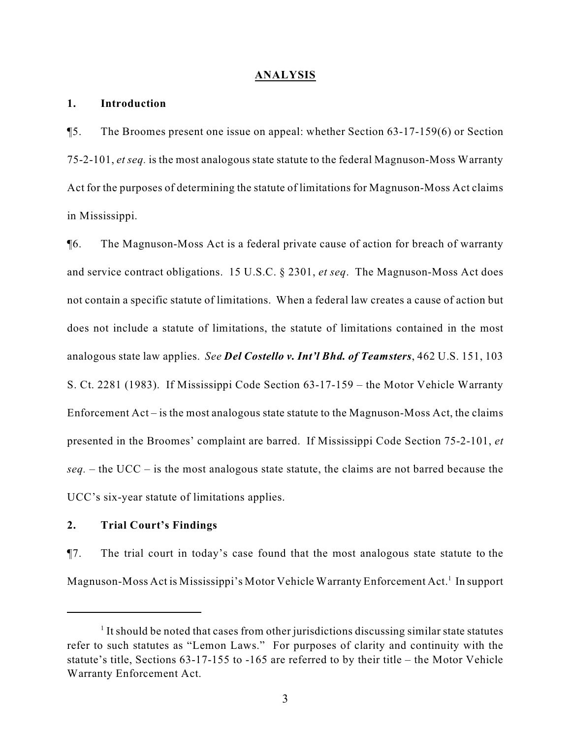## ANALYSIS

### 1. Introduction

¶5. The Broomes present one issue on appeal: whether Section 63-17-159(6) or Section 75-2-101, *et seq.* is the most analogous state statute to the federal Magnuson-Moss Warranty Act for the purposes of determining the statute of limitations for Magnuson-Moss Act claims in Mississippi.

¶6. The Magnuson-Moss Act is a federal private cause of action for breach of warranty and service contract obligations. 15 U.S.C. § 2301, *et seq*. The Magnuson-Moss Act does not contain a specific statute of limitations. When a federal law creates a cause of action but does not include a statute of limitations, the statute of limitations contained in the most analogous state law applies. *See* ***Del Costello v. Int'l Bhd. of Teamsters***, 462 U.S. 151, 103 S. Ct. 2281 (1983). If Mississippi Code Section 63-17-159 – the Motor Vehicle Warranty Enforcement Act – is the most analogous state statute to the Magnuson-Moss Act, the claims presented in the Broomes' complaint are barred. If Mississippi Code Section 75-2-101, *et seq.* – the UCC – is the most analogous state statute, the claims are not barred because the UCC's six-year statute of limitations applies.

### 2. Trial Court's Findings

¶7. The trial court in today's case found that the most analogous state statute to the Magnuson-Moss Act is Mississippi's Motor Vehicle Warranty Enforcement Act.[1] In support

---

[1] It should be noted that cases from other jurisdictions discussing similar state statutes refer to such statutes as "Lemon Laws." For purposes of clarity and continuity with the statute's title, Sections 63-17-155 to -165 are referred to by their title – the Motor Vehicle Warranty Enforcement Act.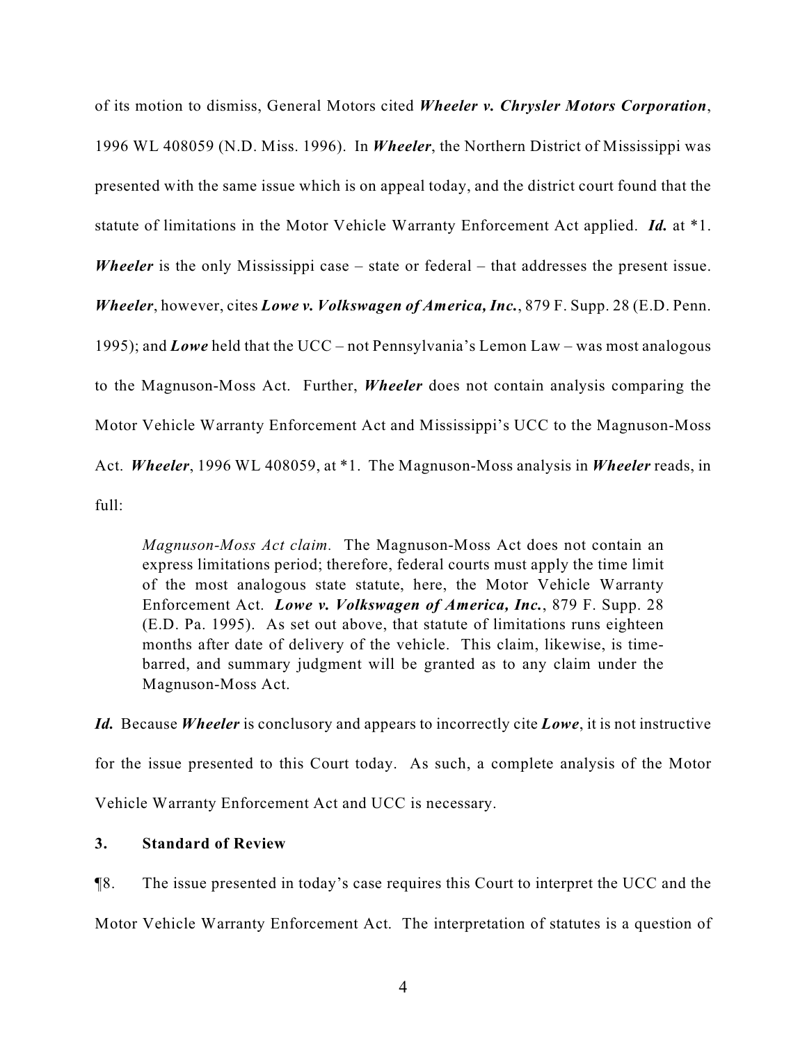of its motion to dismiss, General Motors cited ***Wheeler v. Chrysler Motors Corporation***, 1996 WL 408059 (N.D. Miss. 1996). In ***Wheeler***, the Northern District of Mississippi was presented with the same issue which is on appeal today, and the district court found that the statute of limitations in the Motor Vehicle Warranty Enforcement Act applied. ***Id.*** at *1. ***Wheeler*** is the only Mississippi case – state or federal – that addresses the present issue. ***Wheeler***, however, cites ***Lowe v. Volkswagen of America, Inc.***, 879 F. Supp. 28 (E.D. Penn. 1995); and ***Lowe*** held that the UCC – not Pennsylvania's Lemon Law – was most analogous to the Magnuson-Moss Act. Further, ***Wheeler*** does not contain analysis comparing the Motor Vehicle Warranty Enforcement Act and Mississippi's UCC to the Magnuson-Moss Act. ***Wheeler***, 1996 WL 408059, at *1. The Magnuson-Moss analysis in ***Wheeler*** reads, in full:

> *Magnuson-Moss Act claim.* The Magnuson-Moss Act does not contain an express limitations period; therefore, federal courts must apply the time limit of the most analogous state statute, here, the Motor Vehicle Warranty Enforcement Act. ***Lowe v. Volkswagen of America, Inc.***, 879 F. Supp. 28 (E.D. Pa. 1995). As set out above, that statute of limitations runs eighteen months after date of delivery of the vehicle. This claim, likewise, is time-barred, and summary judgment will be granted as to any claim under the Magnuson-Moss Act.

***Id.*** Because ***Wheeler*** is conclusory and appears to incorrectly cite ***Lowe***, it is not instructive for the issue presented to this Court today. As such, a complete analysis of the Motor Vehicle Warranty Enforcement Act and UCC is necessary.

**3. Standard of Review**

¶8. The issue presented in today's case requires this Court to interpret the UCC and the Motor Vehicle Warranty Enforcement Act. The interpretation of statutes is a question of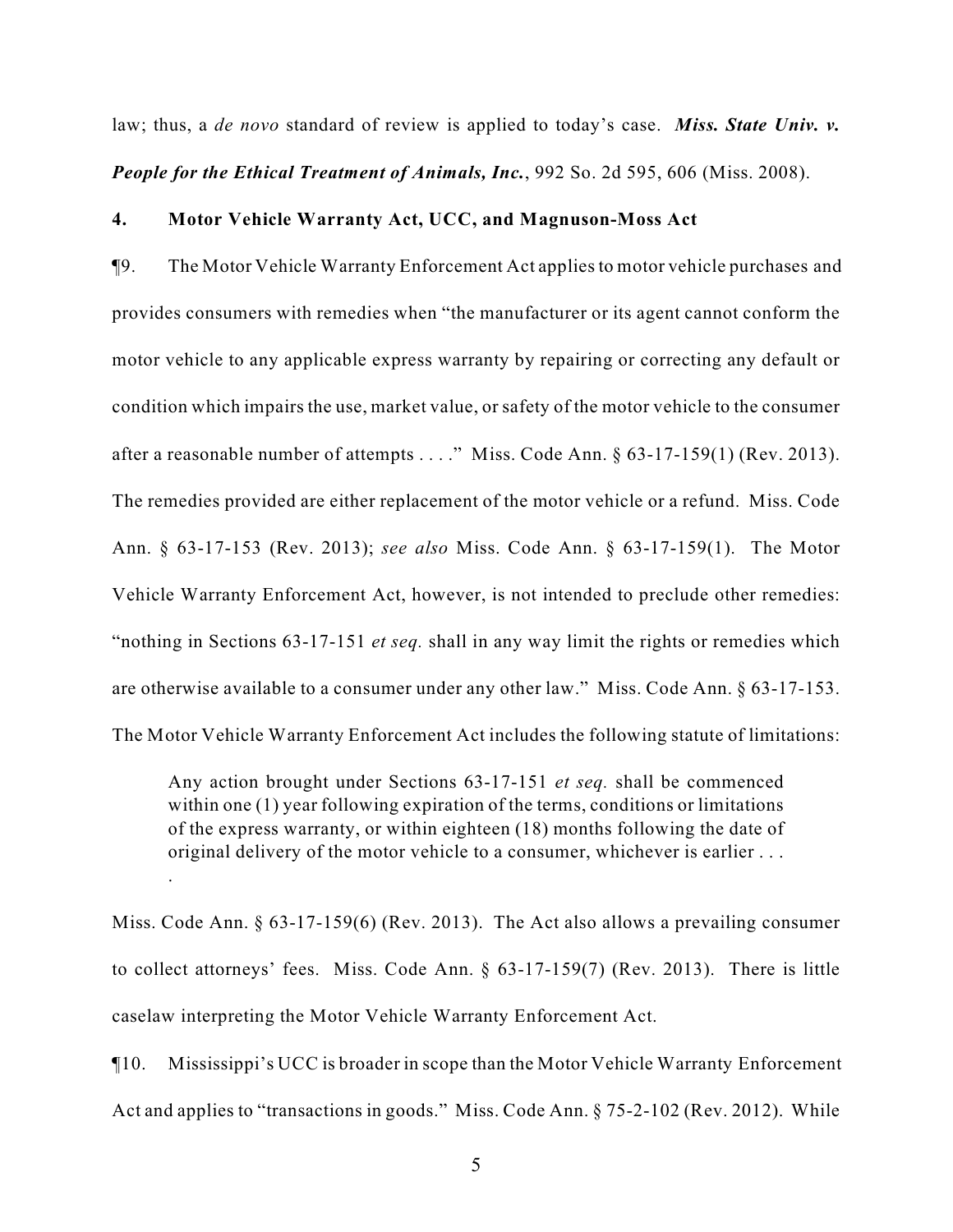law; thus, a *de novo* standard of review is applied to today's case. ***Miss. State Univ. v. People for the Ethical Treatment of Animals, Inc.***, 992 So. 2d 595, 606 (Miss. 2008).

**4. Motor Vehicle Warranty Act, UCC, and Magnuson-Moss Act**

¶9. The Motor Vehicle Warranty Enforcement Act applies to motor vehicle purchases and provides consumers with remedies when "the manufacturer or its agent cannot conform the motor vehicle to any applicable express warranty by repairing or correcting any default or condition which impairs the use, market value, or safety of the motor vehicle to the consumer after a reasonable number of attempts . . . ." Miss. Code Ann. § 63-17-159(1) (Rev. 2013). The remedies provided are either replacement of the motor vehicle or a refund. Miss. Code Ann. § 63-17-153 (Rev. 2013); *see also* Miss. Code Ann. § 63-17-159(1). The Motor Vehicle Warranty Enforcement Act, however, is not intended to preclude other remedies: "nothing in Sections 63-17-151 *et seq.* shall in any way limit the rights or remedies which are otherwise available to a consumer under any other law." Miss. Code Ann. § 63-17-153. The Motor Vehicle Warranty Enforcement Act includes the following statute of limitations:

> Any action brought under Sections 63-17-151 *et seq.* shall be commenced within one (1) year following expiration of the terms, conditions or limitations of the express warranty, or within eighteen (18) months following the date of original delivery of the motor vehicle to a consumer, whichever is earlier . . . .

Miss. Code Ann. § 63-17-159(6) (Rev. 2013). The Act also allows a prevailing consumer to collect attorneys' fees. Miss. Code Ann. § 63-17-159(7) (Rev. 2013). There is little caselaw interpreting the Motor Vehicle Warranty Enforcement Act.

¶10. Mississippi's UCC is broader in scope than the Motor Vehicle Warranty Enforcement Act and applies to "transactions in goods." Miss. Code Ann. § 75-2-102 (Rev. 2012). While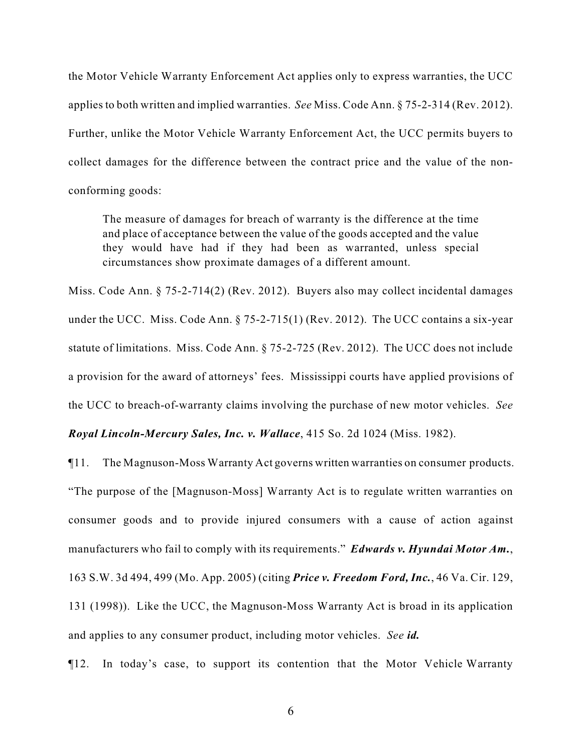the Motor Vehicle Warranty Enforcement Act applies only to express warranties, the UCC applies to both written and implied warranties. *See* Miss. Code Ann. § 75-2-314 (Rev. 2012). Further, unlike the Motor Vehicle Warranty Enforcement Act, the UCC permits buyers to collect damages for the difference between the contract price and the value of the non-conforming goods:

> The measure of damages for breach of warranty is the difference at the time and place of acceptance between the value of the goods accepted and the value they would have had if they had been as warranted, unless special circumstances show proximate damages of a different amount.

Miss. Code Ann. § 75-2-714(2) (Rev. 2012). Buyers also may collect incidental damages under the UCC. Miss. Code Ann. § 75-2-715(1) (Rev. 2012). The UCC contains a six-year statute of limitations. Miss. Code Ann. § 75-2-725 (Rev. 2012). The UCC does not include a provision for the award of attorneys' fees. Mississippi courts have applied provisions of the UCC to breach-of-warranty claims involving the purchase of new motor vehicles. *See* ***Royal Lincoln-Mercury Sales, Inc. v. Wallace***, 415 So. 2d 1024 (Miss. 1982).

¶11. The Magnuson-Moss Warranty Act governs written warranties on consumer products. "The purpose of the [Magnuson-Moss] Warranty Act is to regulate written warranties on consumer goods and to provide injured consumers with a cause of action against manufacturers who fail to comply with its requirements." ***Edwards v. Hyundai Motor Am.***, 163 S.W. 3d 494, 499 (Mo. App. 2005) (citing ***Price v. Freedom Ford, Inc.***, 46 Va. Cir. 129, 131 (1998)). Like the UCC, the Magnuson-Moss Warranty Act is broad in its application and applies to any consumer product, including motor vehicles. *See* ***id.***

¶12. In today's case, to support its contention that the Motor Vehicle Warranty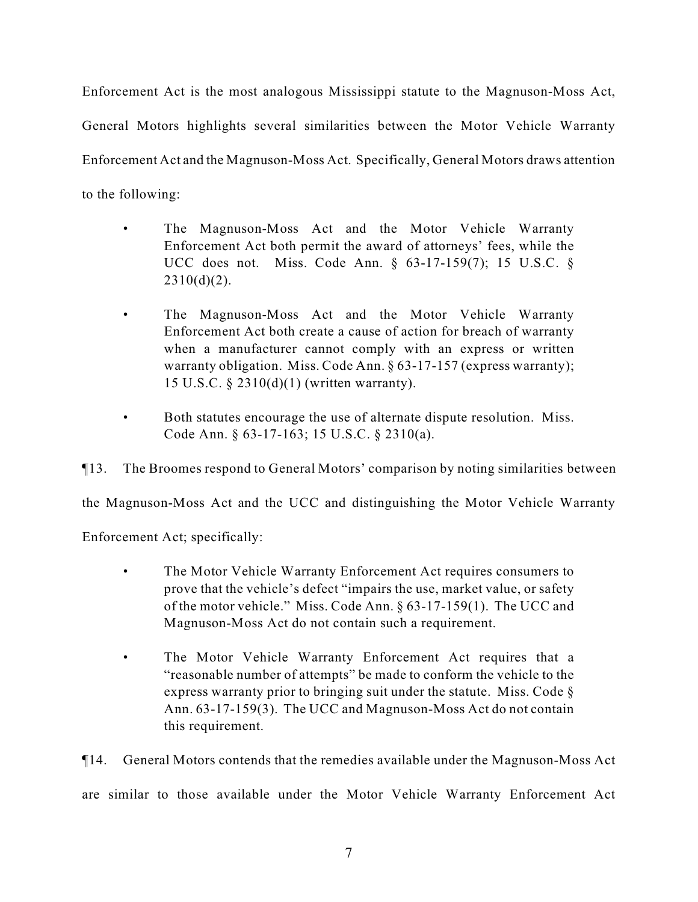Enforcement Act is the most analogous Mississippi statute to the Magnuson-Moss Act, General Motors highlights several similarities between the Motor Vehicle Warranty Enforcement Act and the Magnuson-Moss Act. Specifically, General Motors draws attention to the following:

- The Magnuson-Moss Act and the Motor Vehicle Warranty Enforcement Act both permit the award of attorneys' fees, while the UCC does not. Miss. Code Ann. § 63-17-159(7); 15 U.S.C. § 2310(d)(2).

- The Magnuson-Moss Act and the Motor Vehicle Warranty Enforcement Act both create a cause of action for breach of warranty when a manufacturer cannot comply with an express or written warranty obligation. Miss. Code Ann. § 63-17-157 (express warranty); 15 U.S.C. § 2310(d)(1) (written warranty).

- Both statutes encourage the use of alternate dispute resolution. Miss. Code Ann. § 63-17-163; 15 U.S.C. § 2310(a).

¶13. The Broomes respond to General Motors' comparison by noting similarities between the Magnuson-Moss Act and the UCC and distinguishing the Motor Vehicle Warranty Enforcement Act; specifically:

- The Motor Vehicle Warranty Enforcement Act requires consumers to prove that the vehicle's defect "impairs the use, market value, or safety of the motor vehicle." Miss. Code Ann. § 63-17-159(1). The UCC and Magnuson-Moss Act do not contain such a requirement.

- The Motor Vehicle Warranty Enforcement Act requires that a "reasonable number of attempts" be made to conform the vehicle to the express warranty prior to bringing suit under the statute. Miss. Code § Ann. 63-17-159(3). The UCC and Magnuson-Moss Act do not contain this requirement.

¶14. General Motors contends that the remedies available under the Magnuson-Moss Act are similar to those available under the Motor Vehicle Warranty Enforcement Act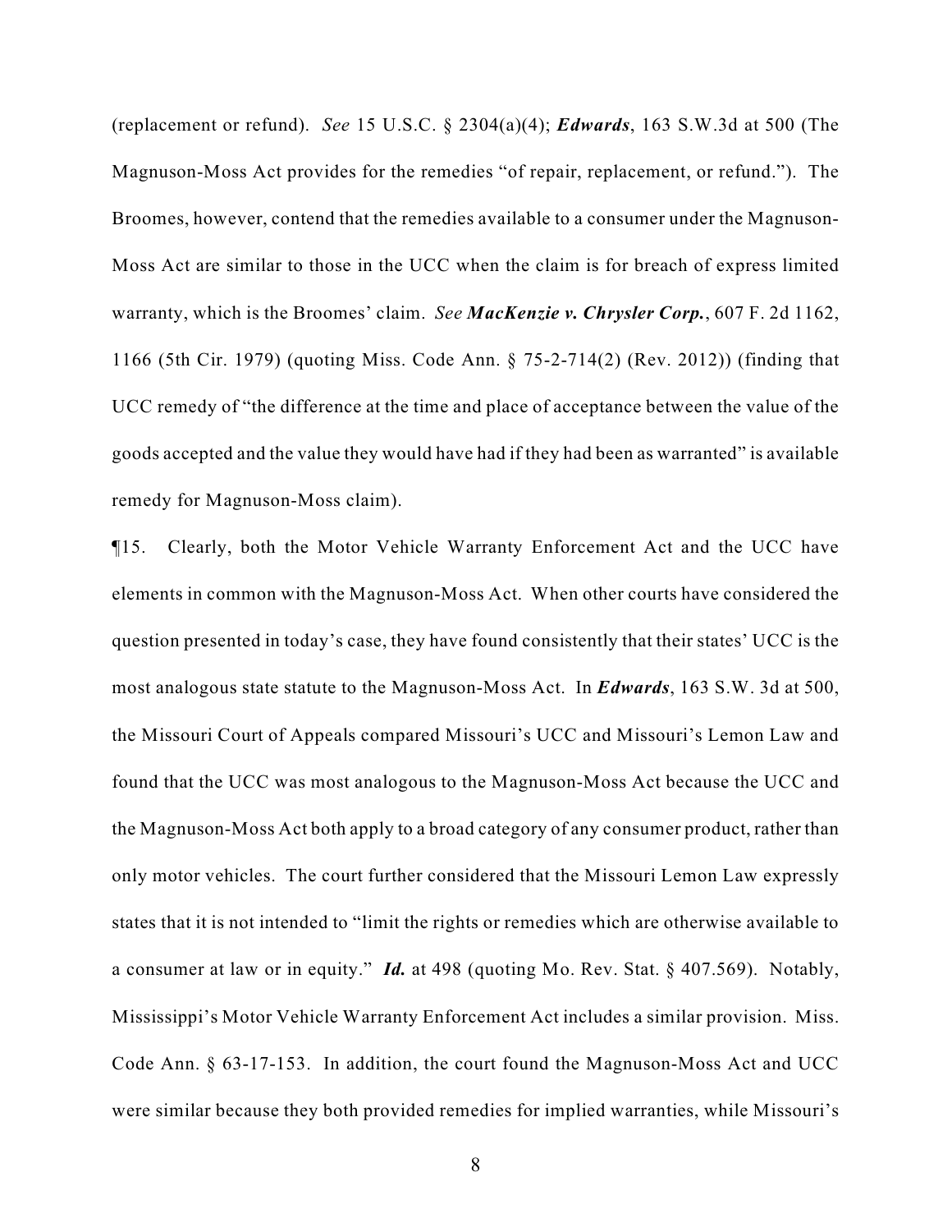(replacement or refund). *See* 15 U.S.C. § 2304(a)(4); ***Edwards***, 163 S.W.3d at 500 (The Magnuson-Moss Act provides for the remedies "of repair, replacement, or refund."). The Broomes, however, contend that the remedies available to a consumer under the Magnuson-Moss Act are similar to those in the UCC when the claim is for breach of express limited warranty, which is the Broomes' claim. *See* ***MacKenzie v. Chrysler Corp.***, 607 F. 2d 1162, 1166 (5th Cir. 1979) (quoting Miss. Code Ann. § 75-2-714(2) (Rev. 2012)) (finding that UCC remedy of "the difference at the time and place of acceptance between the value of the goods accepted and the value they would have had if they had been as warranted" is available remedy for Magnuson-Moss claim).

¶15. Clearly, both the Motor Vehicle Warranty Enforcement Act and the UCC have elements in common with the Magnuson-Moss Act. When other courts have considered the question presented in today's case, they have found consistently that their states' UCC is the most analogous state statute to the Magnuson-Moss Act. In ***Edwards***, 163 S.W. 3d at 500, the Missouri Court of Appeals compared Missouri's UCC and Missouri's Lemon Law and found that the UCC was most analogous to the Magnuson-Moss Act because the UCC and the Magnuson-Moss Act both apply to a broad category of any consumer product, rather than only motor vehicles. The court further considered that the Missouri Lemon Law expressly states that it is not intended to "limit the rights or remedies which are otherwise available to a consumer at law or in equity." ***Id.*** at 498 (quoting Mo. Rev. Stat. § 407.569). Notably, Mississippi's Motor Vehicle Warranty Enforcement Act includes a similar provision. Miss. Code Ann. § 63-17-153. In addition, the court found the Magnuson-Moss Act and UCC were similar because they both provided remedies for implied warranties, while Missouri's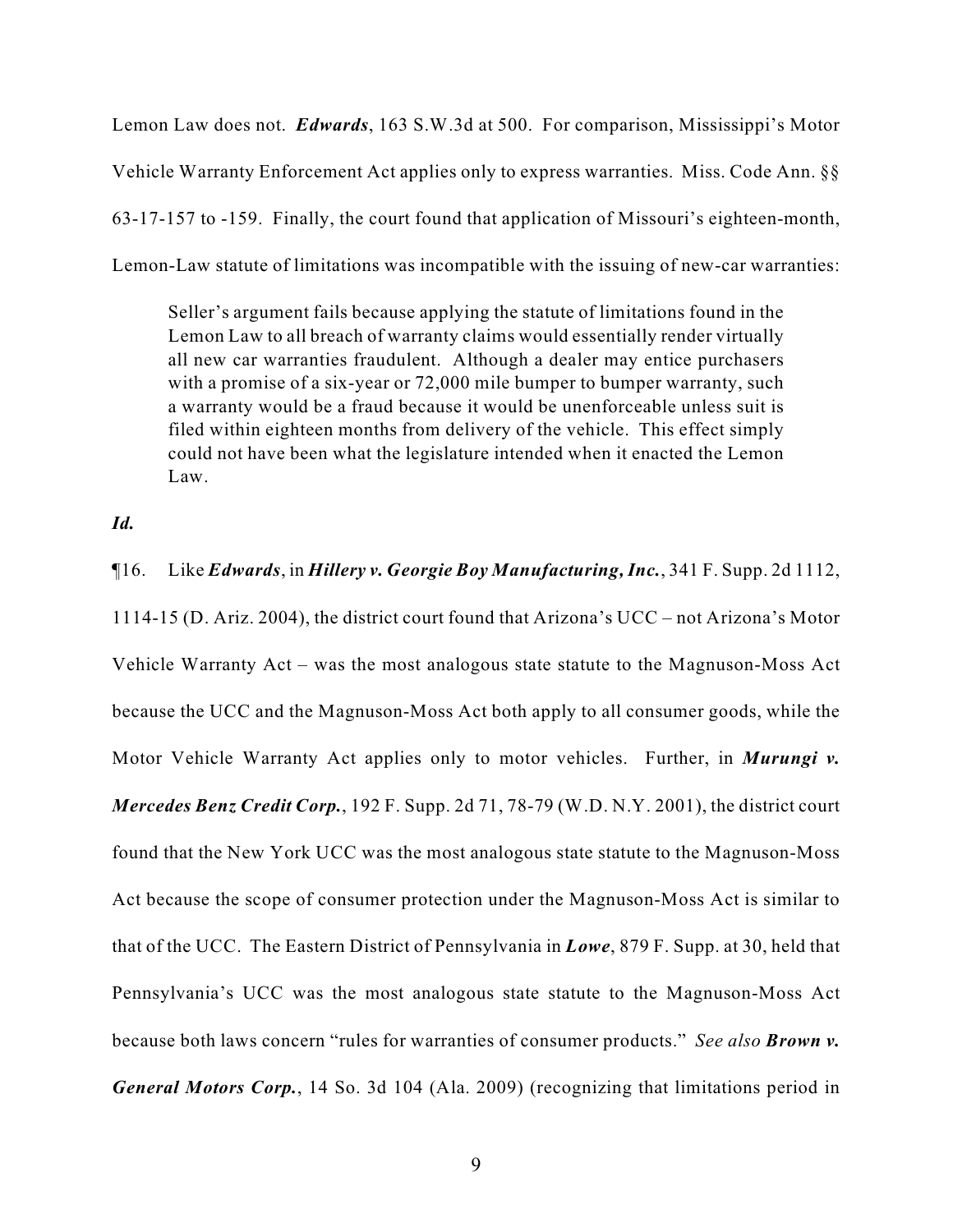Lemon Law does not. ***Edwards***, 163 S.W.3d at 500. For comparison, Mississippi's Motor Vehicle Warranty Enforcement Act applies only to express warranties. Miss. Code Ann. §§ 63-17-157 to -159. Finally, the court found that application of Missouri's eighteen-month, Lemon-Law statute of limitations was incompatible with the issuing of new-car warranties:

> Seller's argument fails because applying the statute of limitations found in the Lemon Law to all breach of warranty claims would essentially render virtually all new car warranties fraudulent. Although a dealer may entice purchasers with a promise of a six-year or 72,000 mile bumper to bumper warranty, such a warranty would be a fraud because it would be unenforceable unless suit is filed within eighteen months from delivery of the vehicle. This effect simply could not have been what the legislature intended when it enacted the Lemon Law.

***Id.***

¶16. Like ***Edwards***, in ***Hillery v. Georgie Boy Manufacturing, Inc.***, 341 F. Supp. 2d 1112, 1114-15 (D. Ariz. 2004), the district court found that Arizona's UCC – not Arizona's Motor Vehicle Warranty Act – was the most analogous state statute to the Magnuson-Moss Act because the UCC and the Magnuson-Moss Act both apply to all consumer goods, while the Motor Vehicle Warranty Act applies only to motor vehicles. Further, in ***Murungi v. Mercedes Benz Credit Corp.***, 192 F. Supp. 2d 71, 78-79 (W.D. N.Y. 2001), the district court found that the New York UCC was the most analogous state statute to the Magnuson-Moss Act because the scope of consumer protection under the Magnuson-Moss Act is similar to that of the UCC. The Eastern District of Pennsylvania in ***Lowe***, 879 F. Supp. at 30, held that Pennsylvania's UCC was the most analogous state statute to the Magnuson-Moss Act because both laws concern "rules for warranties of consumer products." *See also* ***Brown v. General Motors Corp.***, 14 So. 3d 104 (Ala. 2009) (recognizing that limitations period in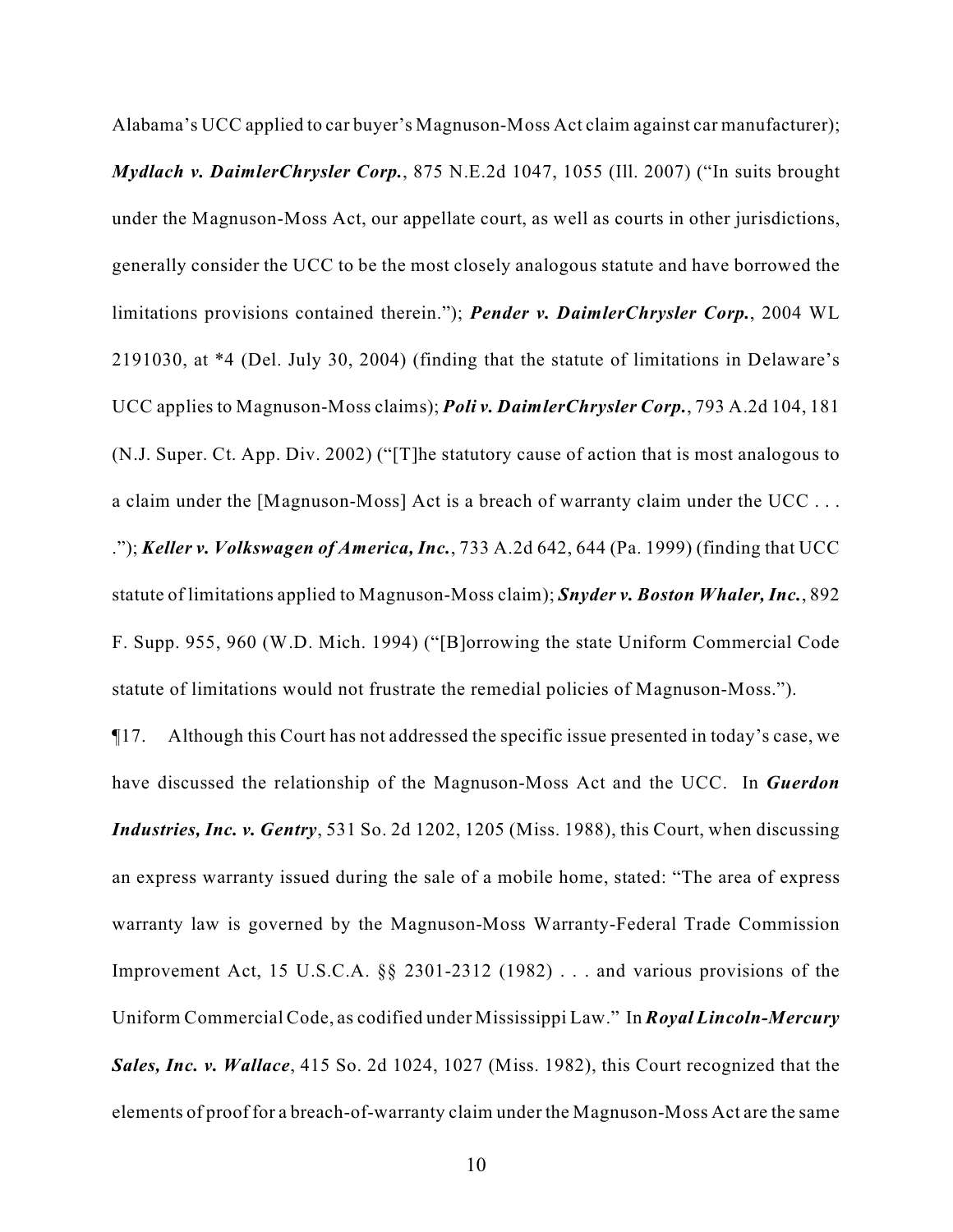Alabama's UCC applied to car buyer's Magnuson-Moss Act claim against car manufacturer); ***Mydlach v. DaimlerChrysler Corp.***, 875 N.E.2d 1047, 1055 (Ill. 2007) ("In suits brought under the Magnuson-Moss Act, our appellate court, as well as courts in other jurisdictions, generally consider the UCC to be the most closely analogous statute and have borrowed the limitations provisions contained therein."); ***Pender v. DaimlerChrysler Corp.***, 2004 WL 2191030, at *4 (Del. July 30, 2004) (finding that the statute of limitations in Delaware's UCC applies to Magnuson-Moss claims); ***Poli v. DaimlerChrysler Corp.***, 793 A.2d 104, 181 (N.J. Super. Ct. App. Div. 2002) ("[T]he statutory cause of action that is most analogous to a claim under the [Magnuson-Moss] Act is a breach of warranty claim under the UCC . . . ."); ***Keller v. Volkswagen of America, Inc.***, 733 A.2d 642, 644 (Pa. 1999) (finding that UCC statute of limitations applied to Magnuson-Moss claim); ***Snyder v. Boston Whaler, Inc.***, 892 F. Supp. 955, 960 (W.D. Mich. 1994) ("[B]orrowing the state Uniform Commercial Code statute of limitations would not frustrate the remedial policies of Magnuson-Moss.").

¶17. Although this Court has not addressed the specific issue presented in today's case, we have discussed the relationship of the Magnuson-Moss Act and the UCC. In ***Guerdon Industries, Inc. v. Gentry***, 531 So. 2d 1202, 1205 (Miss. 1988), this Court, when discussing an express warranty issued during the sale of a mobile home, stated: "The area of express warranty law is governed by the Magnuson-Moss Warranty-Federal Trade Commission Improvement Act, 15 U.S.C.A. §§ 2301-2312 (1982) . . . and various provisions of the Uniform Commercial Code, as codified under Mississippi Law." In ***Royal Lincoln-Mercury Sales, Inc. v. Wallace***, 415 So. 2d 1024, 1027 (Miss. 1982), this Court recognized that the elements of proof for a breach-of-warranty claim under the Magnuson-Moss Act are the same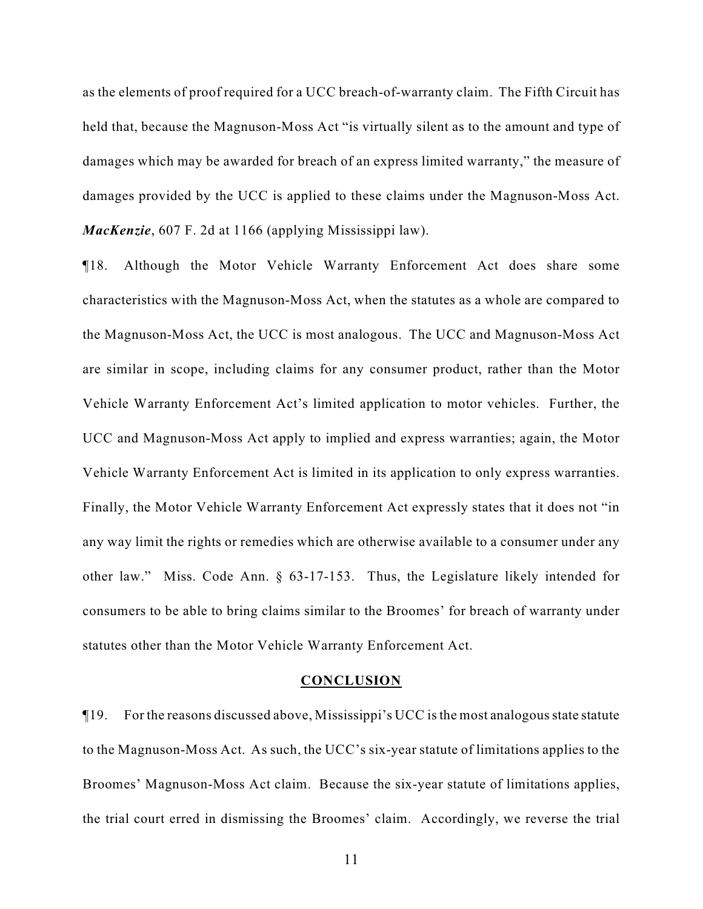as the elements of proof required for a UCC breach-of-warranty claim. The Fifth Circuit has held that, because the Magnuson-Moss Act "is virtually silent as to the amount and type of damages which may be awarded for breach of an express limited warranty," the measure of damages provided by the UCC is applied to these claims under the Magnuson-Moss Act. ***MacKenzie***, 607 F. 2d at 1166 (applying Mississippi law).

¶18. Although the Motor Vehicle Warranty Enforcement Act does share some characteristics with the Magnuson-Moss Act, when the statutes as a whole are compared to the Magnuson-Moss Act, the UCC is most analogous. The UCC and Magnuson-Moss Act are similar in scope, including claims for any consumer product, rather than the Motor Vehicle Warranty Enforcement Act's limited application to motor vehicles. Further, the UCC and Magnuson-Moss Act apply to implied and express warranties; again, the Motor Vehicle Warranty Enforcement Act is limited in its application to only express warranties. Finally, the Motor Vehicle Warranty Enforcement Act expressly states that it does not "in any way limit the rights or remedies which are otherwise available to a consumer under any other law." Miss. Code Ann. § 63-17-153. Thus, the Legislature likely intended for consumers to be able to bring claims similar to the Broomes' for breach of warranty under statutes other than the Motor Vehicle Warranty Enforcement Act.

## CONCLUSION

¶19. For the reasons discussed above, Mississippi's UCC is the most analogous state statute to the Magnuson-Moss Act. As such, the UCC's six-year statute of limitations applies to the Broomes' Magnuson-Moss Act claim. Because the six-year statute of limitations applies, the trial court erred in dismissing the Broomes' claim. Accordingly, we reverse the trial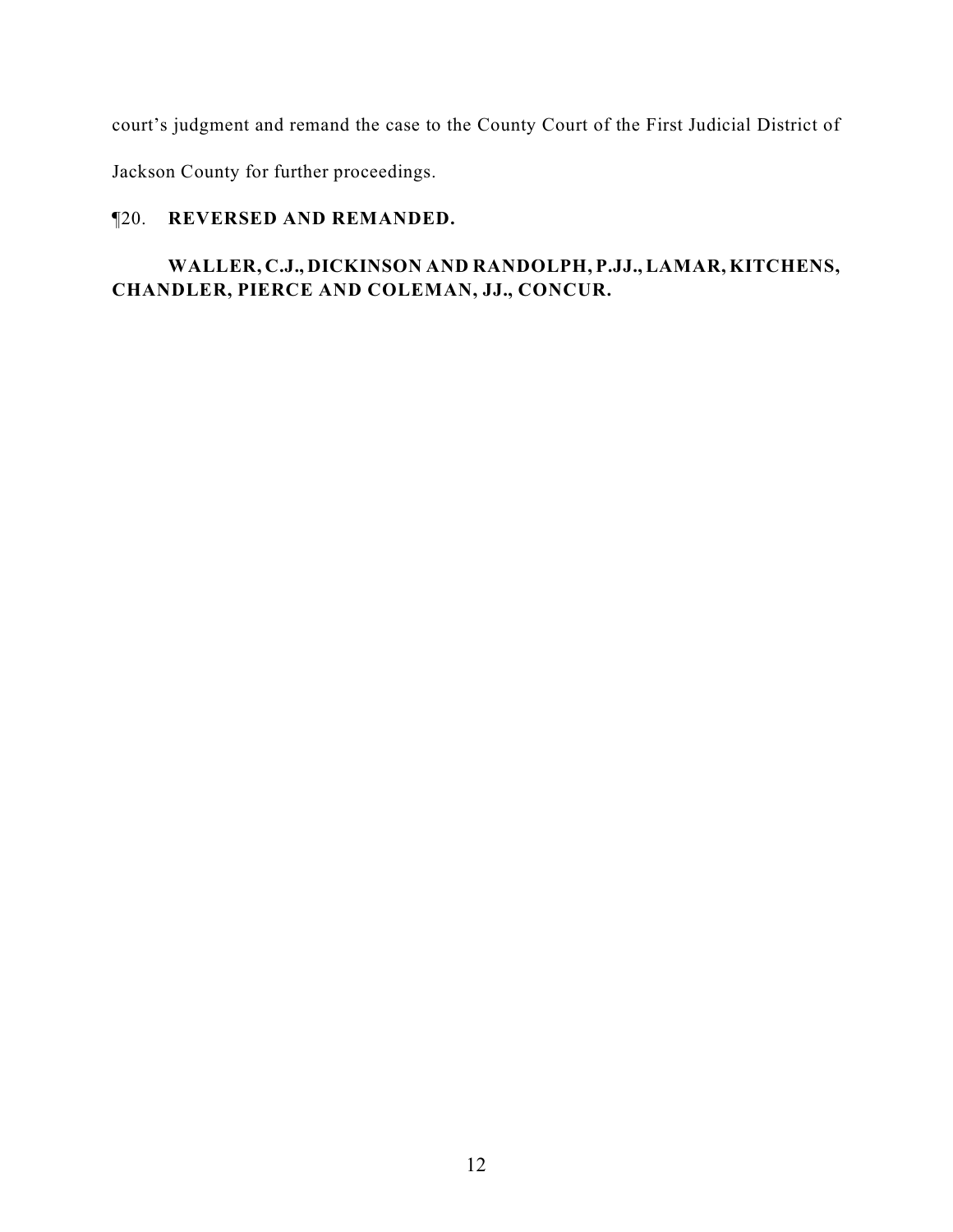court's judgment and remand the case to the County Court of the First Judicial District of Jackson County for further proceedings.

¶20. **REVERSED AND REMANDED.**

**WALLER, C.J., DICKINSON AND RANDOLPH, P.JJ., LAMAR, KITCHENS, CHANDLER, PIERCE AND COLEMAN, JJ., CONCUR.**